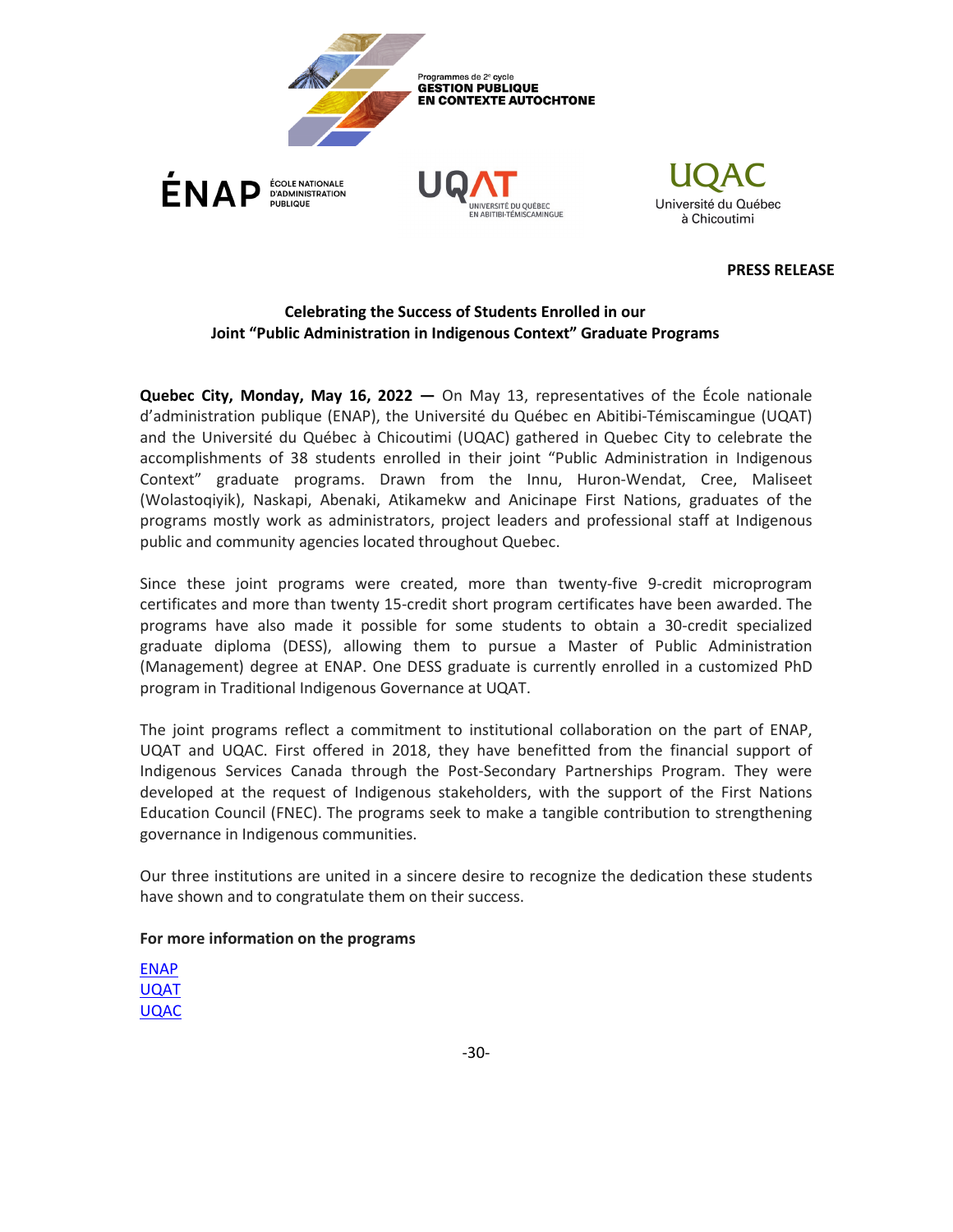Programmes de 2e cycle
**GESTION PUBLIQUE EN CONTEXTE AUTOCHTONE**

ÉNAP ÉCOLE NATIONALE D'ADMINISTRATION PUBLIQUE

UQAT UNIVERSITÉ DU QUÉBEC EN ABITIBI-TÉMISCAMINGUE

UQAC Université du Québec à Chicoutimi

**PRESS RELEASE**

## Celebrating the Success of Students Enrolled in our Joint "Public Administration in Indigenous Context" Graduate Programs

**Quebec City, Monday, May 16, 2022 —** On May 13, representatives of the École nationale d'administration publique (ENAP), the Université du Québec en Abitibi-Témiscamingue (UQAT) and the Université du Québec à Chicoutimi (UQAC) gathered in Quebec City to celebrate the accomplishments of 38 students enrolled in their joint "Public Administration in Indigenous Context" graduate programs. Drawn from the Innu, Huron-Wendat, Cree, Maliseet (Wolastoqiyik), Naskapi, Abenaki, Atikamekw and Anicinape First Nations, graduates of the programs mostly work as administrators, project leaders and professional staff at Indigenous public and community agencies located throughout Quebec.

Since these joint programs were created, more than twenty-five 9-credit microprogram certificates and more than twenty 15-credit short program certificates have been awarded. The programs have also made it possible for some students to obtain a 30-credit specialized graduate diploma (DESS), allowing them to pursue a Master of Public Administration (Management) degree at ENAP. One DESS graduate is currently enrolled in a customized PhD program in Traditional Indigenous Governance at UQAT.

The joint programs reflect a commitment to institutional collaboration on the part of ENAP, UQAT and UQAC. First offered in 2018, they have benefitted from the financial support of Indigenous Services Canada through the Post-Secondary Partnerships Program. They were developed at the request of Indigenous stakeholders, with the support of the First Nations Education Council (FNEC). The programs seek to make a tangible contribution to strengthening governance in Indigenous communities.

Our three institutions are united in a sincere desire to recognize the dedication these students have shown and to congratulate them on their success.

**For more information on the programs**

ENAP
UQAT
UQAC

-30-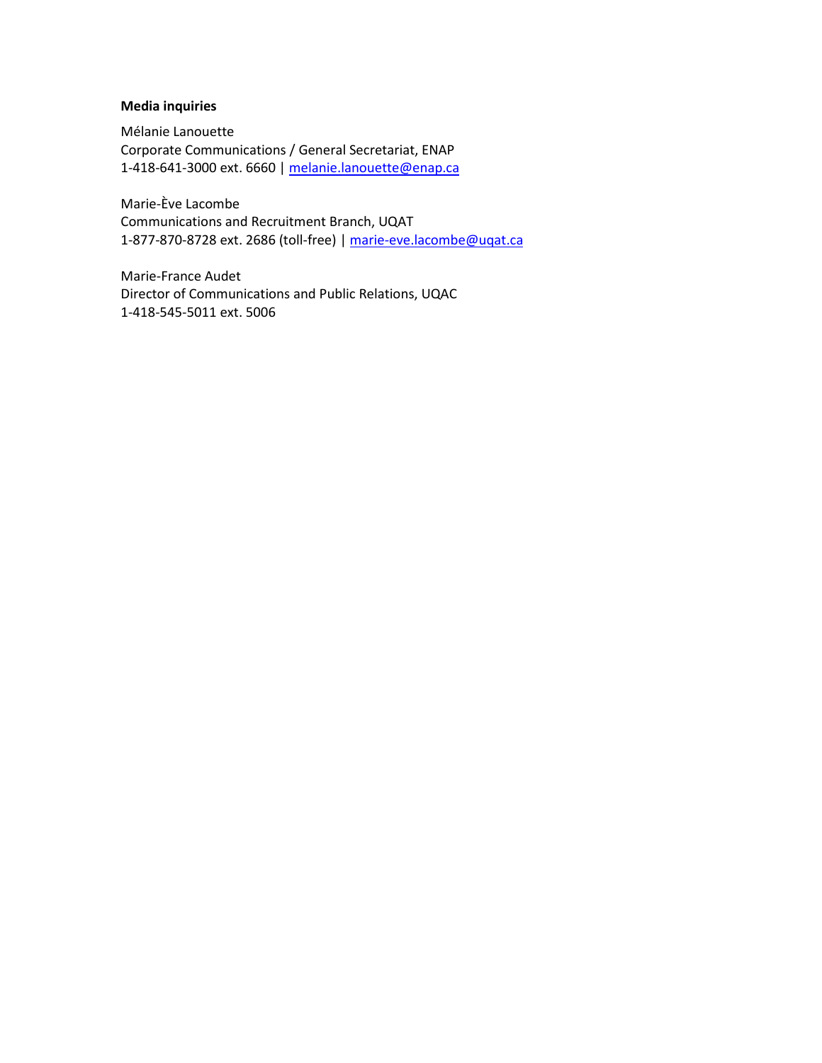**Media inquiries**

Mélanie Lanouette
Corporate Communications / General Secretariat, ENAP
1-418-641-3000 ext. 6660 | melanie.lanouette@enap.ca

Marie-Ève Lacombe
Communications and Recruitment Branch, UQAT
1-877-870-8728 ext. 2686 (toll-free) | marie-eve.lacombe@uqat.ca

Marie-France Audet
Director of Communications and Public Relations, UQAC
1-418-545-5011 ext. 5006